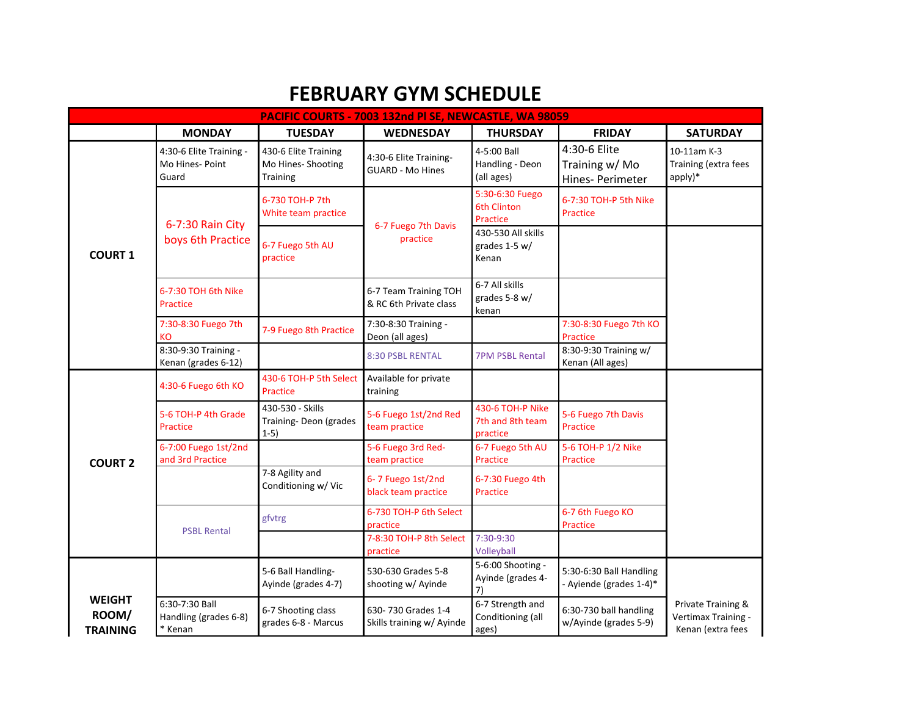# FEBRUARY GYM SCHEDULE

| PACIFIC COURTS - 7003 132nd Pl SE, NEWCASTLE, WA 98059 | | | | | | |
|---|---|---|---|---|---|---|
| | MONDAY | TUESDAY | WEDNESDAY | THURSDAY | FRIDAY | SATURDAY |
| COURT 1 | 4:30-6 Elite Training - Mo Hines- Point Guard | 430-6 Elite Training Mo Hines- Shooting Training | 4:30-6 Elite Training- GUARD - Mo Hines | 4-5:00 Ball Handling - Deon (all ages) | 4:30-6 Elite Training w/ Mo Hines- Perimeter | 10-11am K-3 Training (extra fees apply)* |
| | 6-7:30 Rain City boys 6th Practice | 6-730 TOH-P 7th White team practice | 6-7 Fuego 7th Davis practice | 5:30-6:30 Fuego 6th Clinton Practice | 6-7:30 TOH-P 5th Nike Practice | |
| | | 6-7 Fuego 5th AU practice | | 430-530 All skills grades 1-5 w/ Kenan | | |
| | 6-7:30 TOH 6th Nike Practice | | 6-7 Team Training TOH & RC 6th Private class | 6-7 All skills grades 5-8 w/ kenan | | |
| | 7:30-8:30 Fuego 7th KO | 7-9 Fuego 8th Practice | 7:30-8:30 Training - Deon (all ages) | | 7:30-8:30 Fuego 7th KO Practice | |
| | 8:30-9:30 Training - Kenan (grades 6-12) | | 8:30 PSBL RENTAL | 7PM PSBL Rental | 8:30-9:30 Training w/ Kenan (All ages) | |
| COURT 2 | 4:30-6 Fuego 6th KO | 430-6 TOH-P 5th Select Practice | Available for private training | | | |
| | 5-6 TOH-P 4th Grade Practice | 430-530 - Skills Training- Deon (grades 1-5) | 5-6 Fuego 1st/2nd Red team practice | 430-6 TOH-P Nike 7th and 8th team practice | 5-6 Fuego 7th Davis Practice | |
| | 6-7:00 Fuego 1st/2nd and 3rd Practice | | 5-6 Fuego 3rd Red-team practice | 6-7 Fuego 5th AU Practice | 5-6 TOH-P 1/2 Nike Practice | |
| | | 7-8 Agility and Conditioning w/ Vic | 6- 7 Fuego 1st/2nd black team practice | 6-7:30 Fuego 4th Practice | | |
| | PSBL Rental | gfvtrg | 6-730 TOH-P 6th Select practice | | 6-7 6th Fuego KO Practice | |
| | | | 7-8:30 TOH-P 8th Select practice | 7:30-9:30 Volleyball | | |
| WEIGHT ROOM/ TRAINING | | 5-6 Ball Handling- Ayinde (grades 4-7) | 530-630 Grades 5-8 shooting w/ Ayinde | 5-6:00 Shooting - Ayinde (grades 4-7) | 5:30-6:30 Ball Handling - Ayiende (grades 1-4)* | Private Training & Vertimax Training - Kenan (extra fees |
| | 6:30-7:30 Ball Handling (grades 6-8) * Kenan | 6-7 Shooting class grades 6-8 - Marcus | 630- 730 Grades 1-4 Skills training w/ Ayinde | 6-7 Strength and Conditioning (all ages) | 6:30-730 ball handling w/Ayinde (grades 5-9) | |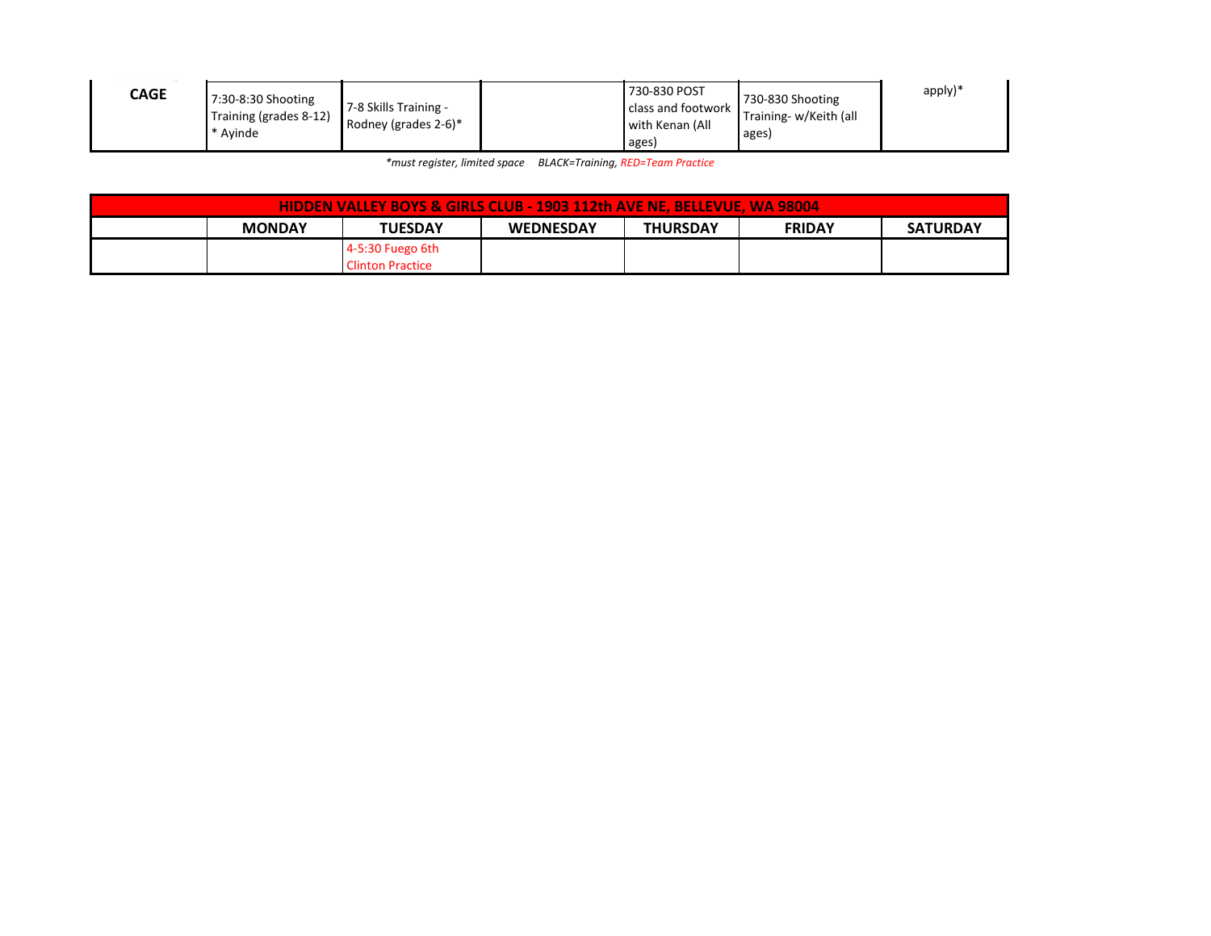| CAGE | 7:30-8:30 Shooting Training (grades 8-12) * Ayinde | 7-8 Skills Training - Rodney (grades 2-6)* | | 730-830 POST class and footwork with Kenan (All ages) | 730-830 Shooting Training- w/Keith (all ages) | apply)* |
|---|---|---|---|---|---|---|

*\*must register, limited space     BLACK=Training, RED=Team Practice*

| HIDDEN VALLEY BOYS & GIRLS CLUB - 1903 112th AVE NE, BELLEVUE, WA 98004 | | | | | | |
|---|---|---|---|---|---|---|
| | **MONDAY** | **TUESDAY** | **WEDNESDAY** | **THURSDAY** | **FRIDAY** | **SATURDAY** |
| | | 4-5:30 Fuego 6th Clinton Practice | | | | |